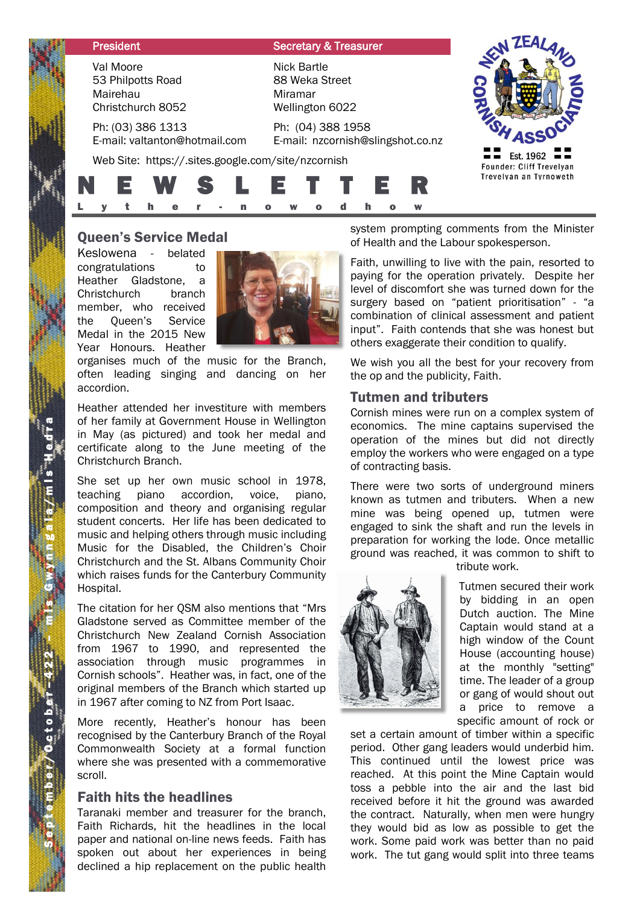| President | Secretary & Treasurer |
|---|---|
| Val Moore | Nick Bartle |
| 53 Philpotts Road | 88 Weka Street |
| Mairehau | Miramar |
| Christchurch 8052 | Wellington 6022 |
| Ph: (03) 386 1313 | Ph: (04) 388 1958 |
| E-mail: valtanton@hotmail.com | E-mail: nzcornish@slingshot.co.nz |

Web Site: https://.sites.google.com/site/nzcornish

New Zealand Cornish Association — Est. 1962 — Founder: Cliff Trevelyan — Trevelyan an Tyrnoweth

# N E W S L E T T E R

L y t h e r - n o w o d h o w

September/October-422 - mis Gwynngala/mis Hedra

## Queen's Service Medal

Keslowena - belated congratulations to Heather Gladstone, a Christchurch branch member, who received the Queen's Service Medal in the 2015 New Year Honours. Heather organises much of the music for the Branch, often leading singing and dancing on her accordion.

Heather attended her investiture with members of her family at Government House in Wellington in May (as pictured) and took her medal and certificate along to the June meeting of the Christchurch Branch.

She set up her own music school in 1978, teaching piano accordion, voice, piano, composition and theory and organising regular student concerts. Her life has been dedicated to music and helping others through music including Music for the Disabled, the Children's Choir Christchurch and the St. Albans Community Choir which raises funds for the Canterbury Community Hospital.

The citation for her QSM also mentions that "Mrs Gladstone served as Committee member of the Christchurch New Zealand Cornish Association from 1967 to 1990, and represented the association through music programmes in Cornish schools". Heather was, in fact, one of the original members of the Branch which started up in 1967 after coming to NZ from Port Isaac.

More recently, Heather's honour has been recognised by the Canterbury Branch of the Royal Commonwealth Society at a formal function where she was presented with a commemorative scroll.

## Faith hits the headlines

Taranaki member and treasurer for the branch, Faith Richards, hit the headlines in the local paper and national on-line news feeds. Faith has spoken out about her experiences in being declined a hip replacement on the public health system prompting comments from the Minister of Health and the Labour spokesperson.

Faith, unwilling to live with the pain, resorted to paying for the operation privately. Despite her level of discomfort she was turned down for the surgery based on "patient prioritisation" - "a combination of clinical assessment and patient input". Faith contends that she was honest but others exaggerate their condition to qualify.

We wish you all the best for your recovery from the op and the publicity, Faith.

## Tutmen and tributers

Cornish mines were run on a complex system of economics. The mine captains supervised the operation of the mines but did not directly employ the workers who were engaged on a type of contracting basis.

There were two sorts of underground miners known as tutmen and tributers. When a new mine was being opened up, tutmen were engaged to sink the shaft and run the levels in preparation for working the lode. Once metallic ground was reached, it was common to shift to tribute work.

Tutmen secured their work by bidding in an open Dutch auction. The Mine Captain would stand at a high window of the Count House (accounting house) at the monthly "setting" time. The leader of a group or gang of would shout out a price to remove a specific amount of rock or set a certain amount of timber within a specific period. Other gang leaders would underbid him. This continued until the lowest price was reached. At this point the Mine Captain would toss a pebble into the air and the last bid received before it hit the ground was awarded the contract. Naturally, when men were hungry they would bid as low as possible to get the work. Some paid work was better than no paid work. The tut gang would split into three teams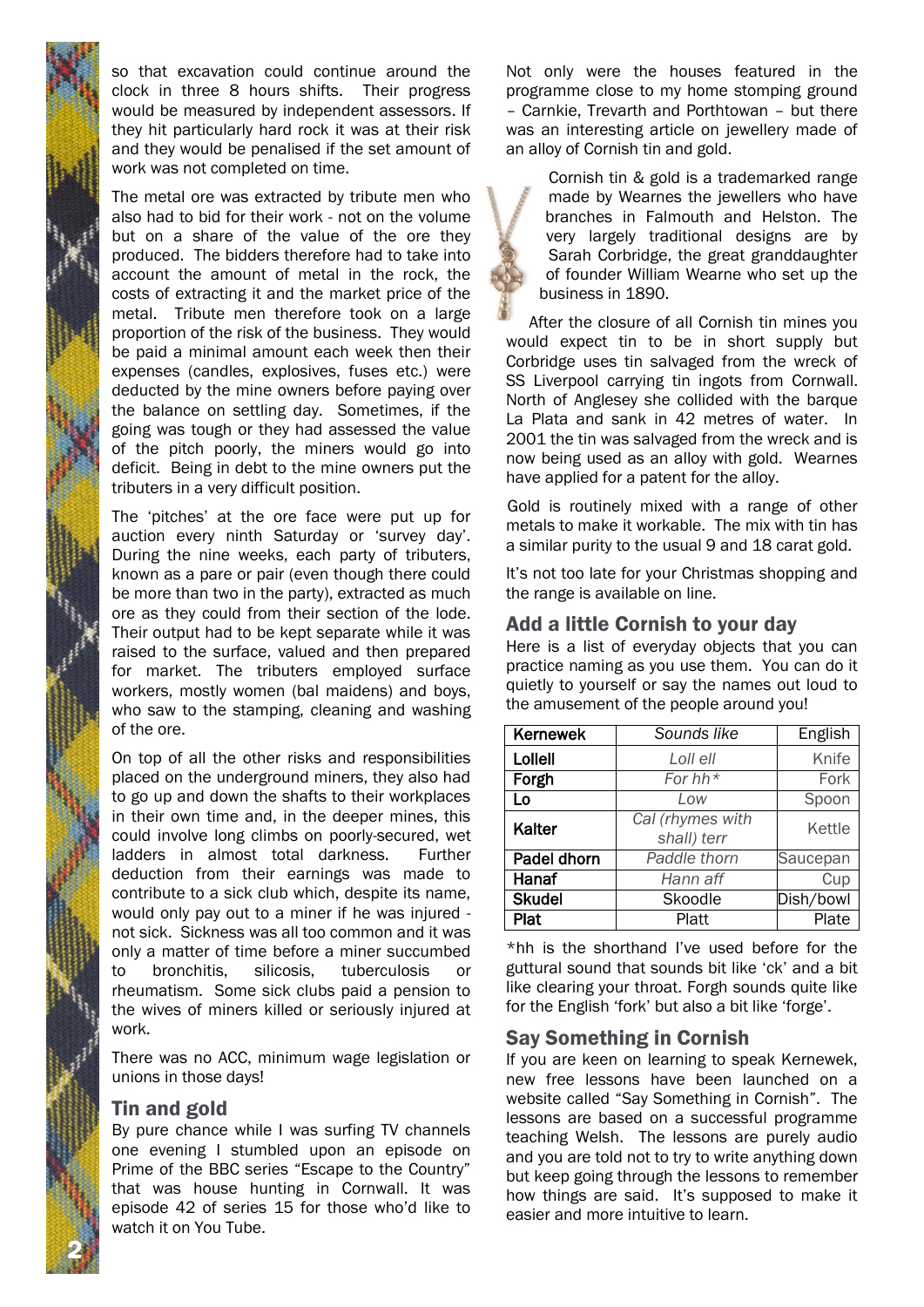so that excavation could continue around the clock in three 8 hours shifts. Their progress would be measured by independent assessors. If they hit particularly hard rock it was at their risk and they would be penalised if the set amount of work was not completed on time.

The metal ore was extracted by tribute men who also had to bid for their work - not on the volume but on a share of the value of the ore they produced. The bidders therefore had to take into account the amount of metal in the rock, the costs of extracting it and the market price of the metal. Tribute men therefore took on a large proportion of the risk of the business. They would be paid a minimal amount each week then their expenses (candles, explosives, fuses etc.) were deducted by the mine owners before paying over the balance on settling day. Sometimes, if the going was tough or they had assessed the value of the pitch poorly, the miners would go into deficit. Being in debt to the mine owners put the tributers in a very difficult position.

The 'pitches' at the ore face were put up for auction every ninth Saturday or 'survey day'. During the nine weeks, each party of tributers, known as a pare or pair (even though there could be more than two in the party), extracted as much ore as they could from their section of the lode. Their output had to be kept separate while it was raised to the surface, valued and then prepared for market. The tributers employed surface workers, mostly women (bal maidens) and boys, who saw to the stamping, cleaning and washing of the ore.

On top of all the other risks and responsibilities placed on the underground miners, they also had to go up and down the shafts to their workplaces in their own time and, in the deeper mines, this could involve long climbs on poorly-secured, wet ladders in almost total darkness. Further deduction from their earnings was made to contribute to a sick club which, despite its name, would only pay out to a miner if he was injured - not sick. Sickness was all too common and it was only a matter of time before a miner succumbed to bronchitis, silicosis, tuberculosis or rheumatism. Some sick clubs paid a pension to the wives of miners killed or seriously injured at work.

There was no ACC, minimum wage legislation or unions in those days!

## Tin and gold

By pure chance while I was surfing TV channels one evening I stumbled upon an episode on Prime of the BBC series "Escape to the Country" that was house hunting in Cornwall. It was episode 42 of series 15 for those who'd like to watch it on You Tube.

Not only were the houses featured in the programme close to my home stomping ground – Carnkie, Trevarth and Porthtowan – but there was an interesting article on jewellery made of an alloy of Cornish tin and gold.

Cornish tin & gold is a trademarked range made by Wearnes the jewellers who have branches in Falmouth and Helston. The very largely traditional designs are by Sarah Corbridge, the great granddaughter of founder William Wearne who set up the business in 1890.

After the closure of all Cornish tin mines you would expect tin to be in short supply but Corbridge uses tin salvaged from the wreck of SS Liverpool carrying tin ingots from Cornwall. North of Anglesey she collided with the barque La Plata and sank in 42 metres of water. In 2001 the tin was salvaged from the wreck and is now being used as an alloy with gold. Wearnes have applied for a patent for the alloy.

Gold is routinely mixed with a range of other metals to make it workable. The mix with tin has a similar purity to the usual 9 and 18 carat gold.

It's not too late for your Christmas shopping and the range is available on line.

## Add a little Cornish to your day

Here is a list of everyday objects that you can practice naming as you use them. You can do it quietly to yourself or say the names out loud to the amusement of the people around you!

| Kernewek | *Sounds like* | English |
|---|---|---|
| **Lollell** | *Loll ell* | Knife |
| **Forgh** | *For hh\** | Fork |
| **Lo** | *Low* | Spoon |
| **Kalter** | *Cal (rhymes with shall) terr* | Kettle |
| **Padel dhorn** | *Paddle thorn* | Saucepan |
| **Hanaf** | *Hann aff* | Cup |
| **Skudel** | Skoodle | Dish/bowl |
| **Plat** | Platt | Plate |

*hh is the shorthand I've used before for the guttural sound that sounds bit like 'ck' and a bit like clearing your throat. Forgh sounds quite like for the English 'fork' but also a bit like 'forge'.

## Say Something in Cornish

If you are keen on learning to speak Kernewek, new free lessons have been launched on a website called "Say Something in Cornish". The lessons are based on a successful programme teaching Welsh. The lessons are purely audio and you are told not to try to write anything down but keep going through the lessons to remember how things are said. It's supposed to make it easier and more intuitive to learn.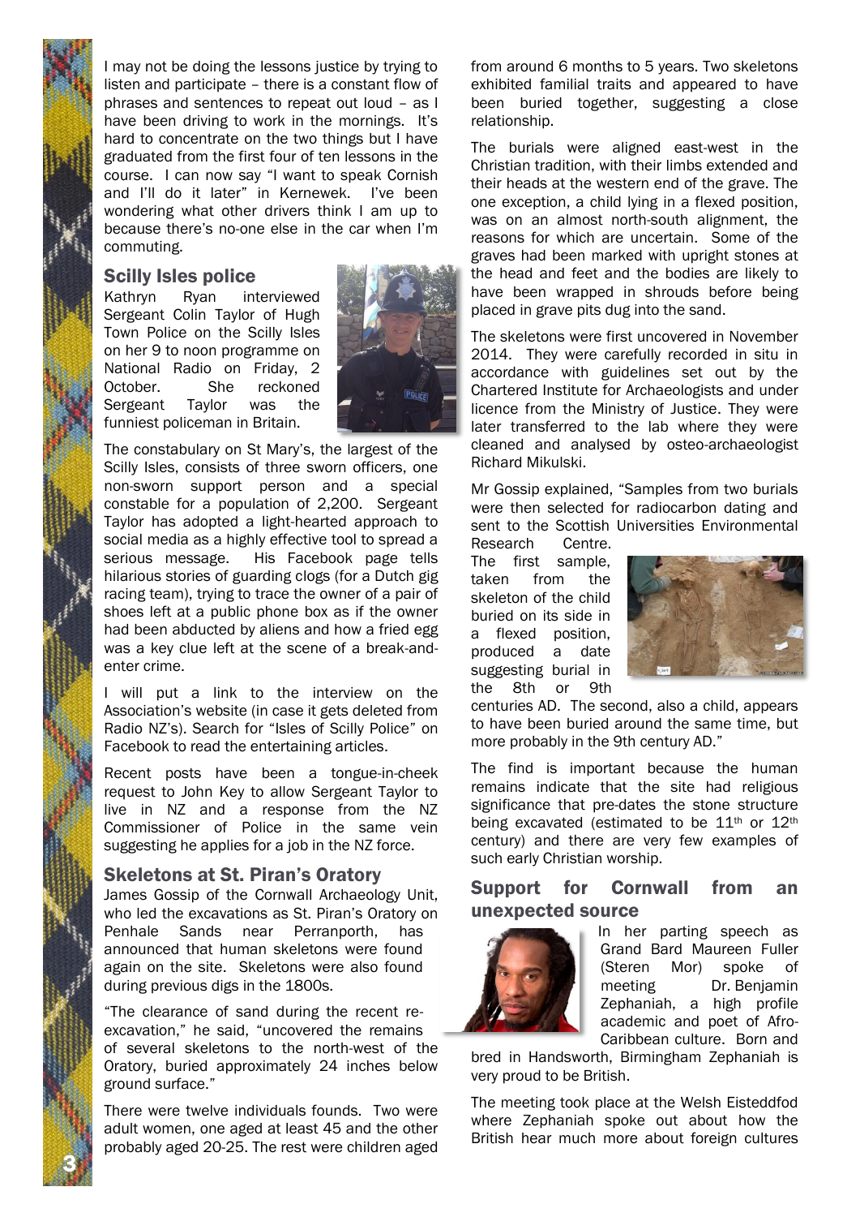I may not be doing the lessons justice by trying to listen and participate – there is a constant flow of phrases and sentences to repeat out loud – as I have been driving to work in the mornings. It's hard to concentrate on the two things but I have graduated from the first four of ten lessons in the course. I can now say "I want to speak Cornish and I'll do it later" in Kernewek. I've been wondering what other drivers think I am up to because there's no-one else in the car when I'm commuting.

### Scilly Isles police

Kathryn Ryan interviewed Sergeant Colin Taylor of Hugh Town Police on the Scilly Isles on her 9 to noon programme on National Radio on Friday, 2 October. She reckoned Sergeant Taylor was the funniest policeman in Britain.

The constabulary on St Mary's, the largest of the Scilly Isles, consists of three sworn officers, one non-sworn support person and a special constable for a population of 2,200. Sergeant Taylor has adopted a light-hearted approach to social media as a highly effective tool to spread a serious message. His Facebook page tells hilarious stories of guarding clogs (for a Dutch gig racing team), trying to trace the owner of a pair of shoes left at a public phone box as if the owner had been abducted by aliens and how a fried egg was a key clue left at the scene of a break-and-enter crime.

I will put a link to the interview on the Association's website (in case it gets deleted from Radio NZ's). Search for "Isles of Scilly Police" on Facebook to read the entertaining articles.

Recent posts have been a tongue-in-cheek request to John Key to allow Sergeant Taylor to live in NZ and a response from the NZ Commissioner of Police in the same vein suggesting he applies for a job in the NZ force.

### Skeletons at St. Piran's Oratory

James Gossip of the Cornwall Archaeology Unit, who led the excavations as St. Piran's Oratory on Penhale Sands near Perranporth, has announced that human skeletons were found again on the site. Skeletons were also found during previous digs in the 1800s.

"The clearance of sand during the recent re-excavation," he said, "uncovered the remains of several skeletons to the north-west of the Oratory, buried approximately 24 inches below ground surface."

There were twelve individuals founds. Two were adult women, one aged at least 45 and the other probably aged 20-25. The rest were children aged from around 6 months to 5 years. Two skeletons exhibited familial traits and appeared to have been buried together, suggesting a close relationship.

The burials were aligned east-west in the Christian tradition, with their limbs extended and their heads at the western end of the grave. The one exception, a child lying in a flexed position, was on an almost north-south alignment, the reasons for which are uncertain. Some of the graves had been marked with upright stones at the head and feet and the bodies are likely to have been wrapped in shrouds before being placed in grave pits dug into the sand.

The skeletons were first uncovered in November 2014. They were carefully recorded in situ in accordance with guidelines set out by the Chartered Institute for Archaeologists and under licence from the Ministry of Justice. They were later transferred to the lab where they were cleaned and analysed by osteo-archaeologist Richard Mikulski.

Mr Gossip explained, "Samples from two burials were then selected for radiocarbon dating and sent to the Scottish Universities Environmental Research Centre. The first sample, taken from the skeleton of the child buried on its side in a flexed position, produced a date suggesting burial in the 8th or 9th centuries AD. The second, also a child, appears to have been buried around the same time, but more probably in the 9th century AD."

The find is important because the human remains indicate that the site had religious significance that pre-dates the stone structure being excavated (estimated to be 11th or 12th century) and there are very few examples of such early Christian worship.

### Support for Cornwall from an unexpected source

In her parting speech as Grand Bard Maureen Fuller (Steren Mor) spoke of meeting Dr. Benjamin Zephaniah, a high profile academic and poet of Afro-Caribbean culture. Born and bred in Handsworth, Birmingham Zephaniah is very proud to be British.

The meeting took place at the Welsh Eisteddfod where Zephaniah spoke out about how the British hear much more about foreign cultures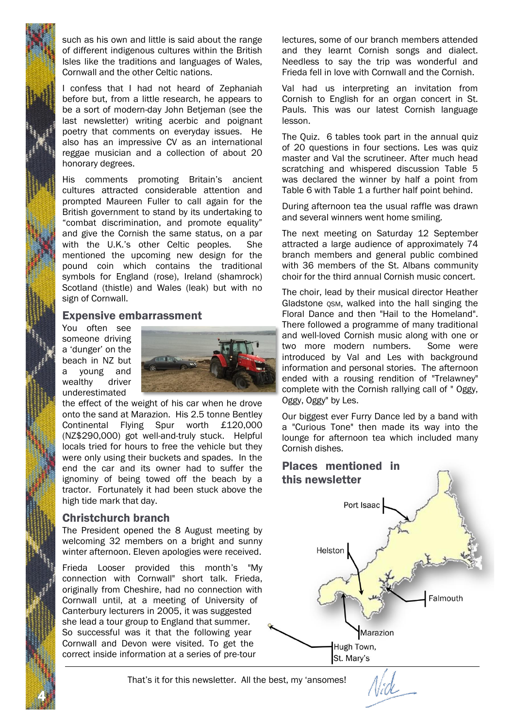such as his own and little is said about the range of different indigenous cultures within the British Isles like the traditions and languages of Wales, Cornwall and the other Celtic nations.

I confess that I had not heard of Zephaniah before but, from a little research, he appears to be a sort of modern-day John Betjeman (see the last newsletter) writing acerbic and poignant poetry that comments on everyday issues. He also has an impressive CV as an international reggae musician and a collection of about 20 honorary degrees.

His comments promoting Britain's ancient cultures attracted considerable attention and prompted Maureen Fuller to call again for the British government to stand by its undertaking to "combat discrimination, and promote equality" and give the Cornish the same status, on a par with the U.K.'s other Celtic peoples. She mentioned the upcoming new design for the pound coin which contains the traditional symbols for England (rose), Ireland (shamrock) Scotland (thistle) and Wales (leak) but with no sign of Cornwall.

## Expensive embarrassment

You often see someone driving a 'dunger' on the beach in NZ but a young and wealthy driver underestimated the effect of the weight of his car when he drove onto the sand at Marazion. His 2.5 tonne Bentley Continental Flying Spur worth £120,000 (NZ$290,000) got well-and-truly stuck. Helpful locals tried for hours to free the vehicle but they were only using their buckets and spades. In the end the car and its owner had to suffer the ignominy of being towed off the beach by a tractor. Fortunately it had been stuck above the high tide mark that day.

## Christchurch branch

The President opened the 8 August meeting by welcoming 32 members on a bright and sunny winter afternoon. Eleven apologies were received.

Frieda Looser provided this month's "My connection with Cornwall" short talk. Frieda, originally from Cheshire, had no connection with Cornwall until, at a meeting of University of Canterbury lecturers in 2005, it was suggested she lead a tour group to England that summer. So successful was it that the following year Cornwall and Devon were visited. To get the correct inside information at a series of pre-tour lectures, some of our branch members attended and they learnt Cornish songs and dialect. Needless to say the trip was wonderful and Frieda fell in love with Cornwall and the Cornish.

Val had us interpreting an invitation from Cornish to English for an organ concert in St. Pauls. This was our latest Cornish language lesson.

The Quiz. 6 tables took part in the annual quiz of 20 questions in four sections. Les was quiz master and Val the scrutineer. After much head scratching and whispered discussion Table 5 was declared the winner by half a point from Table 6 with Table 1 a further half point behind.

During afternoon tea the usual raffle was drawn and several winners went home smiling.

The next meeting on Saturday 12 September attracted a large audience of approximately 74 branch members and general public combined with 36 members of the St. Albans community choir for the third annual Cornish music concert.

The choir, lead by their musical director Heather Gladstone QSM, walked into the hall singing the Floral Dance and then "Hail to the Homeland". There followed a programme of many traditional and well-loved Cornish music along with one or two more modern numbers. Some were introduced by Val and Les with background information and personal stories. The afternoon ended with a rousing rendition of "Trelawney" complete with the Cornish rallying call of " Oggy, Oggy, Oggy" by Les.

Our biggest ever Furry Dance led by a band with a "Curious Tone" then made its way into the lounge for afternoon tea which included many Cornish dishes.

## Places mentioned in this newsletter

Port Isaac

Helston

Falmouth

Marazion

Hugh Town, St. Mary's

That's it for this newsletter. All the best, my 'ansomes!

Nick